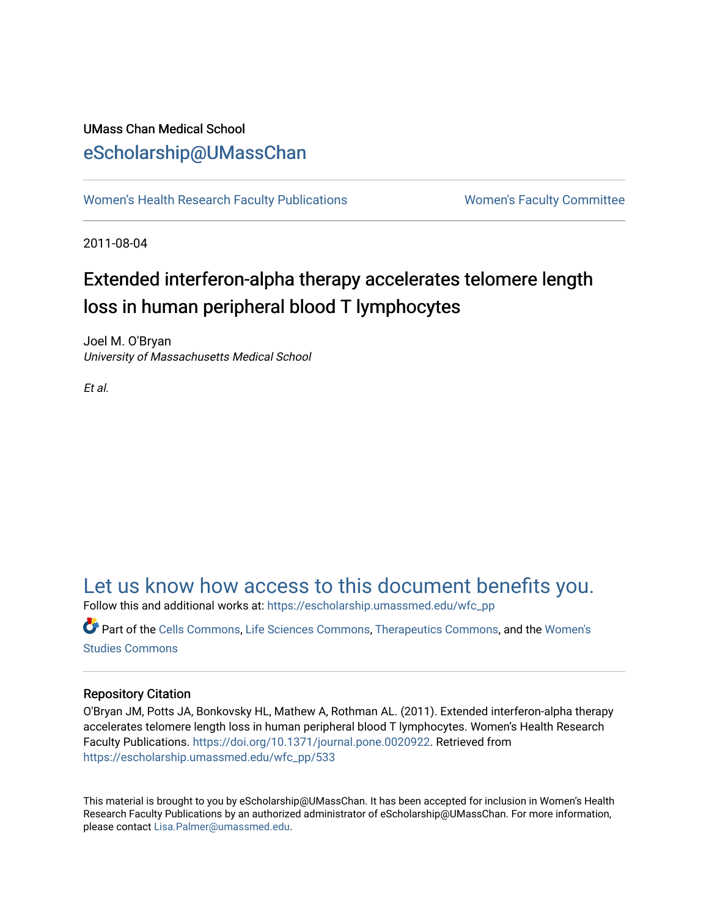UMass Chan Medical School

eScholarship@UMassChan

Women’s Health Research Faculty Publications | Women's Faculty Committee

2011-08-04

# Extended interferon-alpha therapy accelerates telomere length loss in human peripheral blood T lymphocytes

Joel M. O'Bryan
*University of Massachusetts Medical School*

*Et al.*

## Let us know how access to this document benefits you.

Follow this and additional works at: https://escholarship.umassmed.edu/wfc_pp

Part of the Cells Commons, Life Sciences Commons, Therapeutics Commons, and the Women's Studies Commons

### Repository Citation

O'Bryan JM, Potts JA, Bonkovsky HL, Mathew A, Rothman AL. (2011). Extended interferon-alpha therapy accelerates telomere length loss in human peripheral blood T lymphocytes. Women’s Health Research Faculty Publications. https://doi.org/10.1371/journal.pone.0020922. Retrieved from https://escholarship.umassmed.edu/wfc_pp/533

This material is brought to you by eScholarship@UMassChan. It has been accepted for inclusion in Women’s Health Research Faculty Publications by an authorized administrator of eScholarship@UMassChan. For more information, please contact Lisa.Palmer@umassmed.edu.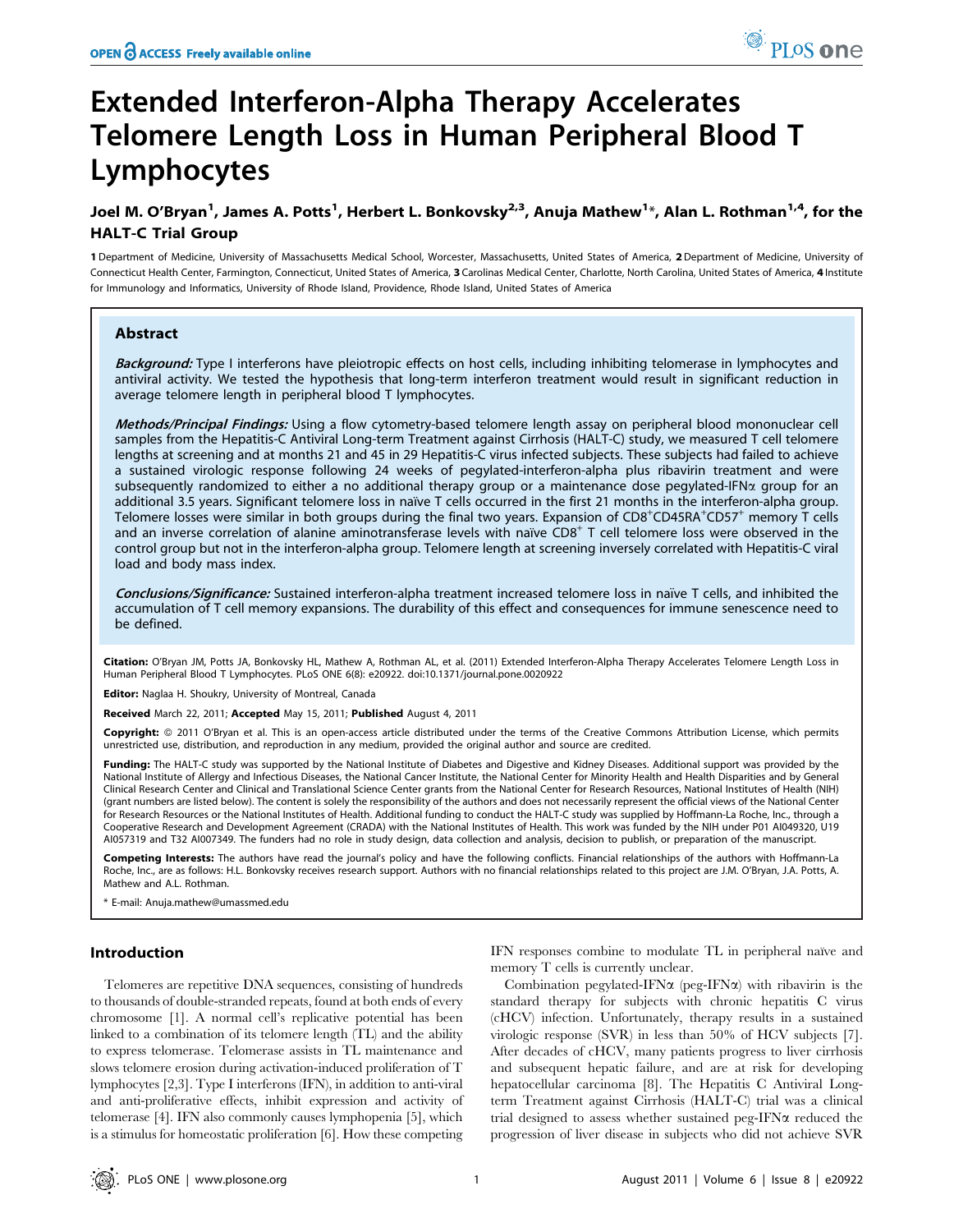# Extended Interferon-Alpha Therapy Accelerates Telomere Length Loss in Human Peripheral Blood T Lymphocytes

**Joel M. O'Bryan[1], James A. Potts[1], Herbert L. Bonkovsky[2,3], Anuja Mathew[1]*, Alan L. Rothman[1,4], for the HALT-C Trial Group**

1 Department of Medicine, University of Massachusetts Medical School, Worcester, Massachusetts, United States of America, 2 Department of Medicine, University of Connecticut Health Center, Farmington, Connecticut, United States of America, 3 Carolinas Medical Center, Charlotte, North Carolina, United States of America, 4 Institute for Immunology and Informatics, University of Rhode Island, Providence, Rhode Island, United States of America

## Abstract

***Background:*** Type I interferons have pleiotropic effects on host cells, including inhibiting telomerase in lymphocytes and antiviral activity. We tested the hypothesis that long-term interferon treatment would result in significant reduction in average telomere length in peripheral blood T lymphocytes.

***Methods/Principal Findings:*** Using a flow cytometry-based telomere length assay on peripheral blood mononuclear cell samples from the Hepatitis-C Antiviral Long-term Treatment against Cirrhosis (HALT-C) study, we measured T cell telomere lengths at screening and at months 21 and 45 in 29 Hepatitis-C virus infected subjects. These subjects had failed to achieve a sustained virologic response following 24 weeks of pegylated-interferon-alpha plus ribavirin treatment and were subsequently randomized to either a no additional therapy group or a maintenance dose pegylated-IFNα group for an additional 3.5 years. Significant telomere loss in naïve T cells occurred in the first 21 months in the interferon-alpha group. Telomere losses were similar in both groups during the final two years. Expansion of $CD8^+CD45RA^+CD57^+$ memory T cells and an inverse correlation of alanine aminotransferase levels with naïve $CD8^+$ T cell telomere loss were observed in the control group but not in the interferon-alpha group. Telomere length at screening inversely correlated with Hepatitis-C viral load and body mass index.

***Conclusions/Significance:*** Sustained interferon-alpha treatment increased telomere loss in naïve T cells, and inhibited the accumulation of T cell memory expansions. The durability of this effect and consequences for immune senescence need to be defined.

**Citation:** O'Bryan JM, Potts JA, Bonkovsky HL, Mathew A, Rothman AL, et al. (2011) Extended Interferon-Alpha Therapy Accelerates Telomere Length Loss in Human Peripheral Blood T Lymphocytes. PLoS ONE 6(8): e20922. doi:10.1371/journal.pone.0020922

**Editor:** Naglaa H. Shoukry, University of Montreal, Canada

**Received** March 22, 2011; **Accepted** May 15, 2011; **Published** August 4, 2011

**Copyright:** © 2011 O'Bryan et al. This is an open-access article distributed under the terms of the Creative Commons Attribution License, which permits unrestricted use, distribution, and reproduction in any medium, provided the original author and source are credited.

**Funding:** The HALT-C study was supported by the National Institute of Diabetes and Digestive and Kidney Diseases. Additional support was provided by the National Institute of Allergy and Infectious Diseases, the National Cancer Institute, the National Center for Minority Health and Health Disparities and by General Clinical Research Center and Clinical and Translational Science Center grants from the National Center for Research Resources, National Institutes of Health (NIH) (grant numbers are listed below). The content is solely the responsibility of the authors and does not necessarily represent the official views of the National Center for Research Resources or the National Institutes of Health. Additional funding to conduct the HALT-C study was supplied by Hoffmann-La Roche, Inc., through a Cooperative Research and Development Agreement (CRADA) with the National Institutes of Health. This work was funded by the NIH under P01 AI049320, U19 AI057319 and T32 AI007349. The funders had no role in study design, data collection and analysis, decision to publish, or preparation of the manuscript.

**Competing Interests:** The authors have read the journal's policy and have the following conflicts. Financial relationships of the authors with Hoffmann-La Roche, Inc., are as follows: H.L. Bonkovsky receives research support. Authors with no financial relationships related to this project are J.M. O'Bryan, J.A. Potts, A. Mathew and A.L. Rothman.

\* E-mail: Anuja.mathew@umassmed.edu

## Introduction

Telomeres are repetitive DNA sequences, consisting of hundreds to thousands of double-stranded repeats, found at both ends of every chromosome [1]. A normal cell's replicative potential has been linked to a combination of its telomere length (TL) and the ability to express telomerase. Telomerase assists in TL maintenance and slows telomere erosion during activation-induced proliferation of T lymphocytes [2,3]. Type I interferons (IFN), in addition to anti-viral and anti-proliferative effects, inhibit expression and activity of telomerase [4]. IFN also commonly causes lymphopenia [5], which is a stimulus for homeostatic proliferation [6]. How these competing IFN responses combine to modulate TL in peripheral naïve and memory T cells is currently unclear.

Combination pegylated-IFNα (peg-IFNα) with ribavirin is the standard therapy for subjects with chronic hepatitis C virus (cHCV) infection. Unfortunately, therapy results in a sustained virologic response (SVR) in less than 50% of HCV subjects [7]. After decades of cHCV, many patients progress to liver cirrhosis and subsequent hepatic failure, and are at risk for developing hepatocellular carcinoma [8]. The Hepatitis C Antiviral Long-term Treatment against Cirrhosis (HALT-C) trial was a clinical trial designed to assess whether sustained peg-IFNα reduced the progression of liver disease in subjects who did not achieve SVR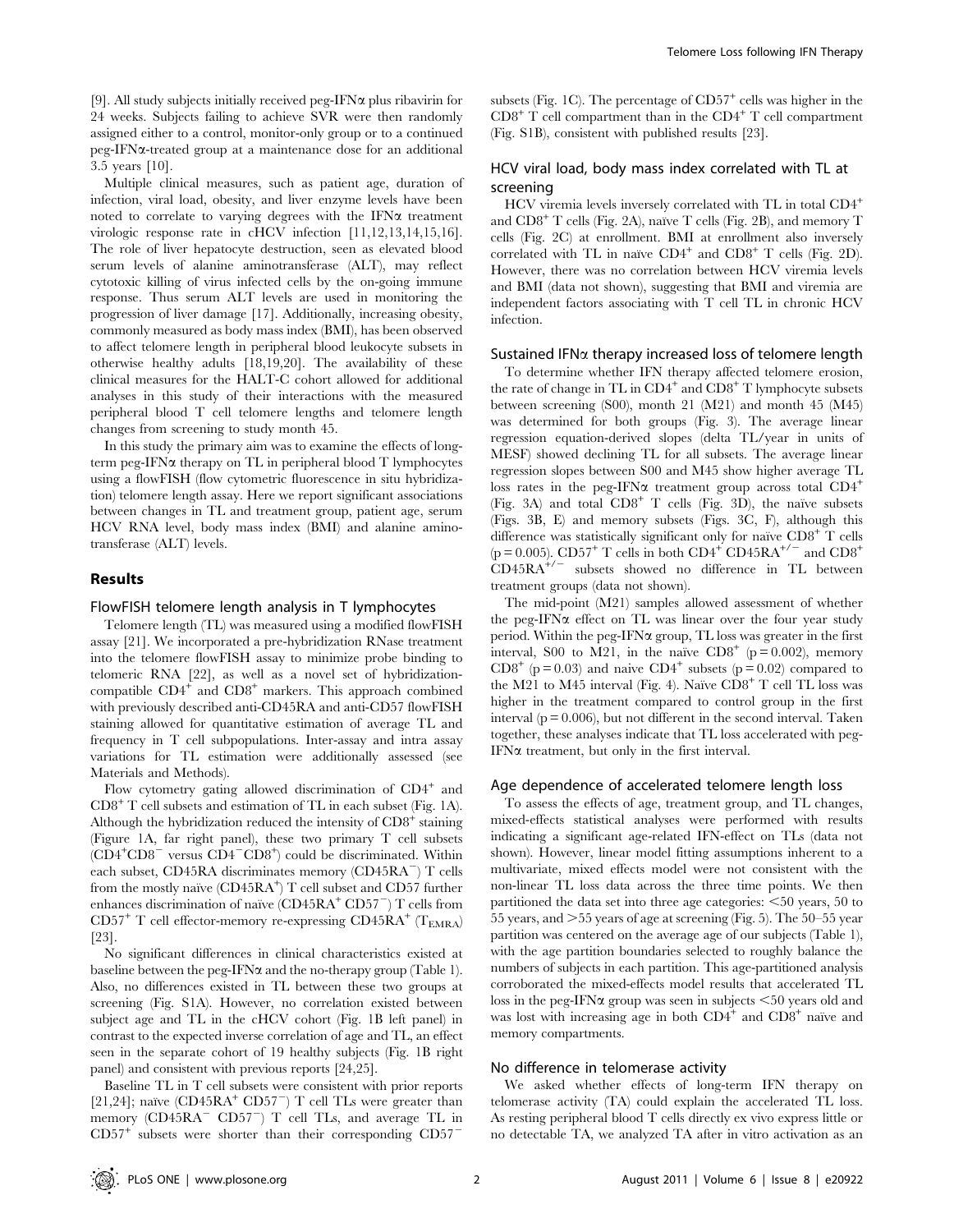[9]. All study subjects initially received peg-IFNα plus ribavirin for 24 weeks. Subjects failing to achieve SVR were then randomly assigned either to a control, monitor-only group or to a continued peg-IFNα-treated group at a maintenance dose for an additional 3.5 years [10].

Multiple clinical measures, such as patient age, duration of infection, viral load, obesity, and liver enzyme levels have been noted to correlate to varying degrees with the IFNα treatment virologic response rate in cHCV infection [11,12,13,14,15,16]. The role of liver hepatocyte destruction, seen as elevated blood serum levels of alanine aminotransferase (ALT), may reflect cytotoxic killing of virus infected cells by the on-going immune response. Thus serum ALT levels are used in monitoring the progression of liver damage [17]. Additionally, increasing obesity, commonly measured as body mass index (BMI), has been observed to affect telomere length in peripheral blood leukocyte subsets in otherwise healthy adults [18,19,20]. The availability of these clinical measures for the HALT-C cohort allowed for additional analyses in this study of their interactions with the measured peripheral blood T cell telomere lengths and telomere length changes from screening to study month 45.

In this study the primary aim was to examine the effects of long-term peg-IFNα therapy on TL in peripheral blood T lymphocytes using a flowFISH (flow cytometric fluorescence in situ hybridization) telomere length assay. Here we report significant associations between changes in TL and treatment group, patient age, serum HCV RNA level, body mass index (BMI) and alanine aminotransferase (ALT) levels.

## Results

### FlowFISH telomere length analysis in T lymphocytes

Telomere length (TL) was measured using a modified flowFISH assay [21]. We incorporated a pre-hybridization RNase treatment into the telomere flowFISH assay to minimize probe binding to telomeric RNA [22], as well as a novel set of hybridization-compatible $CD4^+$ and $CD8^+$ markers. This approach combined with previously described anti-CD45RA and anti-CD57 flowFISH staining allowed for quantitative estimation of average TL and frequency in T cell subpopulations. Inter-assay and intra assay variations for TL estimation were additionally assessed (see Materials and Methods).

Flow cytometry gating allowed discrimination of $CD4^+$ and $CD8^+$ T cell subsets and estimation of TL in each subset (Fig. 1A). Although the hybridization reduced the intensity of $CD8^+$ staining (Figure 1A, far right panel), these two primary T cell subsets ($CD4^+CD8^-$ versus $CD4^-CD8^+$) could be discriminated. Within each subset, CD45RA discriminates memory ($CD45RA^-$) T cells from the mostly naïve ($CD45RA^+$) T cell subset and CD57 further enhances discrimination of naïve ($CD45RA^+$ $CD57^-$) T cells from $CD57^+$ T cell effector-memory re-expressing $CD45RA^+$ ($T_{EMRA}$) [23].

No significant differences in clinical characteristics existed at baseline between the peg-IFNα and the no-therapy group (Table 1). Also, no differences existed in TL between these two groups at screening (Fig. S1A). However, no correlation existed between subject age and TL in the cHCV cohort (Fig. 1B left panel) in contrast to the expected inverse correlation of age and TL, an effect seen in the separate cohort of 19 healthy subjects (Fig. 1B right panel) and consistent with previous reports [24,25].

Baseline TL in T cell subsets were consistent with prior reports [21,24]; naïve ($CD45RA^+$ $CD57^-$) T cell TLs were greater than memory ($CD45RA^-$ $CD57^-$) T cell TLs, and average TL in $CD57^+$ subsets were shorter than their corresponding $CD57^-$ subsets (Fig. 1C). The percentage of $CD57^+$ cells was higher in the $CD8^+$ T cell compartment than in the $CD4^+$ T cell compartment (Fig. S1B), consistent with published results [23].

### HCV viral load, body mass index correlated with TL at screening

HCV viremia levels inversely correlated with TL in total $CD4^+$ and $CD8^+$ T cells (Fig. 2A), naïve T cells (Fig. 2B), and memory T cells (Fig. 2C) at enrollment. BMI at enrollment also inversely correlated with TL in naïve $CD4^+$ and $CD8^+$ T cells (Fig. 2D). However, there was no correlation between HCV viremia levels and BMI (data not shown), suggesting that BMI and viremia are independent factors associating with T cell TL in chronic HCV infection.

### Sustained IFNα therapy increased loss of telomere length

To determine whether IFN therapy affected telomere erosion, the rate of change in TL in $CD4^+$ and $CD8^+$ T lymphocyte subsets between screening (S00), month 21 (M21) and month 45 (M45) was determined for both groups (Fig. 3). The average linear regression equation-derived slopes (delta TL/year in units of MESF) showed declining TL for all subsets. The average linear regression slopes between S00 and M45 show higher average TL loss rates in the peg-IFNα treatment group across total $CD4^+$ (Fig. 3A) and total $CD8^+$ T cells (Fig. 3D), the naïve subsets (Figs. 3B, E) and memory subsets (Figs. 3C, F), although this difference was statistically significant only for naïve $CD8^+$ T cells ($p = 0.005$). $CD57^+$ T cells in both $CD4^+$ $CD45RA^{+/-}$ and $CD8^+$ $CD45RA^{+/-}$ subsets showed no difference in TL between treatment groups (data not shown).

The mid-point (M21) samples allowed assessment of whether the peg-IFNα effect on TL was linear over the four year study period. Within the peg-IFNα group, TL loss was greater in the first interval, S00 to M21, in the naïve $CD8^+$ ($p = 0.002$), memory $CD8^+$ ($p = 0.03$) and naive $CD4^+$ subsets ($p = 0.02$) compared to the M21 to M45 interval (Fig. 4). Naïve $CD8^+$ T cell TL loss was higher in the treatment compared to control group in the first interval ($p = 0.006$), but not different in the second interval. Taken together, these analyses indicate that TL loss accelerated with peg-IFNα treatment, but only in the first interval.

### Age dependence of accelerated telomere length loss

To assess the effects of age, treatment group, and TL changes, mixed-effects statistical analyses were performed with results indicating a significant age-related IFN-effect on TLs (data not shown). However, linear model fitting assumptions inherent to a multivariate, mixed effects model were not consistent with the non-linear TL loss data across the three time points. We then partitioned the data set into three age categories: <50 years, 50 to 55 years, and >55 years of age at screening (Fig. 5). The 50–55 year partition was centered on the average age of our subjects (Table 1), with the age partition boundaries selected to roughly balance the numbers of subjects in each partition. This age-partitioned analysis corroborated the mixed-effects model results that accelerated TL loss in the peg-IFNα group was seen in subjects <50 years old and was lost with increasing age in both $CD4^+$ and $CD8^+$ naïve and memory compartments.

### No difference in telomerase activity

We asked whether effects of long-term IFN therapy on telomerase activity (TA) could explain the accelerated TL loss. As resting peripheral blood T cells directly ex vivo express little or no detectable TA, we analyzed TA after in vitro activation as an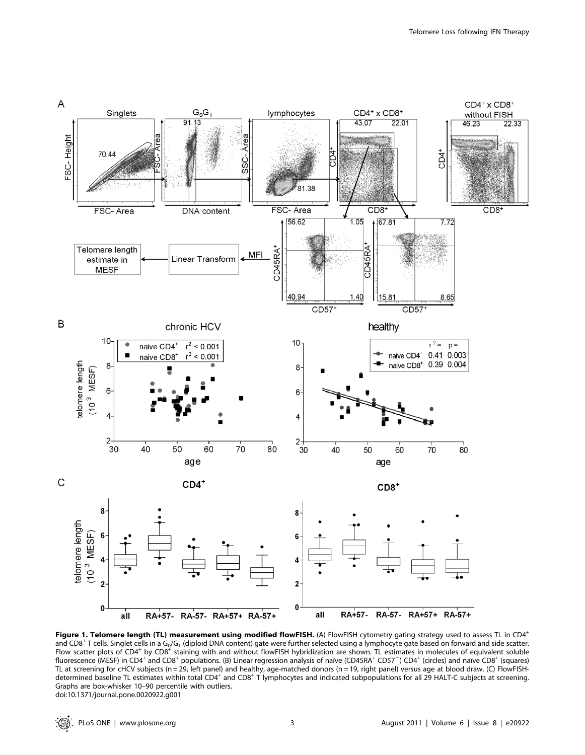**Figure 1. Telomere length (TL) measurement using modified flowFISH.** (A) FlowFISH cytometry gating strategy used to assess TL in $CD4^+$ and $CD8^+$ T cells. Singlet cells in a $G_0/G_1$ (diploid DNA content) gate were further selected using a lymphocyte gate based on forward and side scatter. Flow scatter plots of $CD4^+$ by $CD8^+$ staining with and without flowFISH hybridization are shown. TL estimates in molecules of equivalent soluble fluorescence (MESF) in $CD4^+$ and $CD8^+$ populations. (B) Linear regression analysis of naïve ($CD45RA^+$ $CD57^-$) $CD4^+$ (circles) and naïve $CD8^+$ (squares) TL at screening for cHCV subjects (n = 29, left panel) and healthy, age-matched donors (n = 19, right panel) versus age at blood draw. (C) FlowFISH-determined baseline TL estimates within total $CD4^+$ and $CD8^+$ T lymphocytes and indicated subpopulations for all 29 HALT-C subjects at screening. Graphs are box-whisker 10–90 percentile with outliers.

doi:10.1371/journal.pone.0020922.g001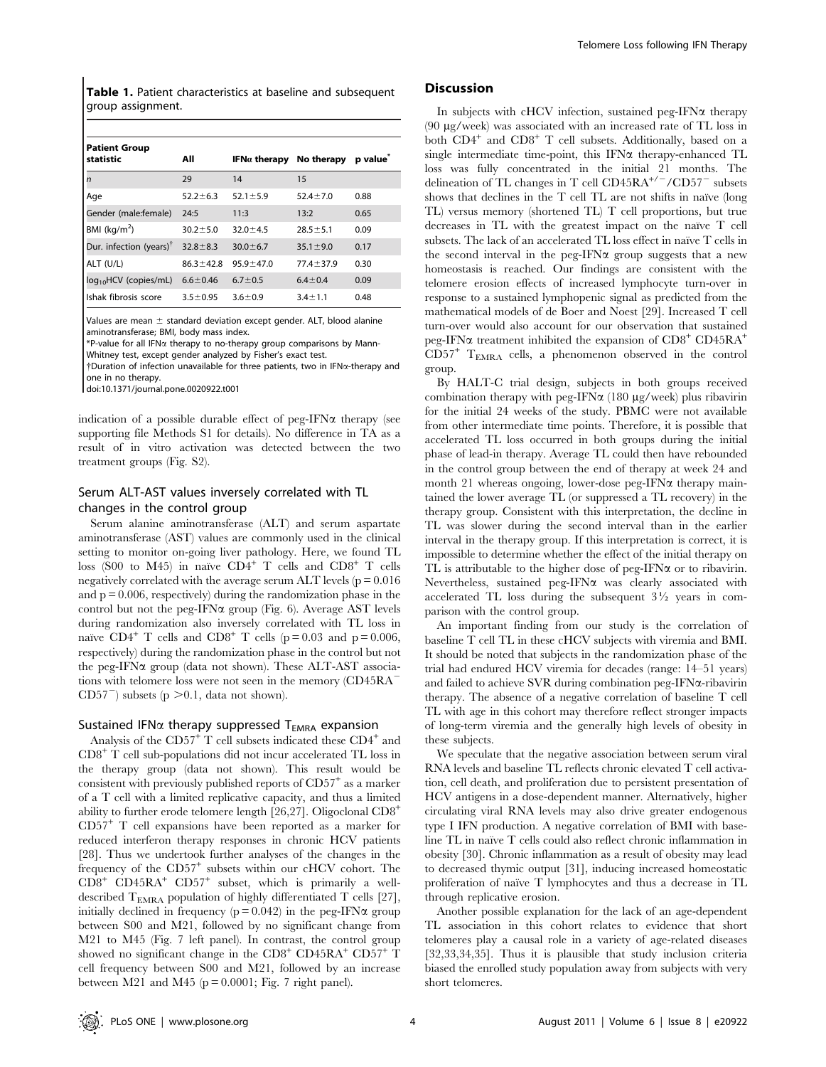**Table 1.** Patient characteristics at baseline and subsequent group assignment.

| Patient Group statistic | All | IFNα therapy | No therapy | p value* |
|---|---|---|---|---|
| *n* | 29 | 14 | 15 | |
| Age | 52.2±6.3 | 52.1±5.9 | 52.4±7.0 | 0.88 |
| Gender (male:female) | 24:5 | 11:3 | 13:2 | 0.65 |
| BMI (kg/m$^2$) | 30.2±5.0 | 32.0±4.5 | 28.5±5.1 | 0.09 |
| Dur. infection (years)† | 32.8±8.3 | 30.0±6.7 | 35.1±9.0 | 0.17 |
| ALT (U/L) | 86.3±42.8 | 95.9±47.0 | 77.4±37.9 | 0.30 |
| $\log_{10}$HCV (copies/mL) | 6.6±0.46 | 6.7±0.5 | 6.4±0.4 | 0.09 |
| Ishak fibrosis score | 3.5±0.95 | 3.6±0.9 | 3.4±1.1 | 0.48 |

Values are mean ± standard deviation except gender. ALT, blood alanine aminotransferase; BMI, body mass index.

*P-value for all IFNα therapy to no-therapy group comparisons by Mann-Whitney test, except gender analyzed by Fisher's exact test.

†Duration of infection unavailable for three patients, two in IFNα-therapy and one in no therapy.

doi:10.1371/journal.pone.0020922.t001

indication of a possible durable effect of peg-IFNα therapy (see supporting file Methods S1 for details). No difference in TA as a result of in vitro activation was detected between the two treatment groups (Fig. S2).

### Serum ALT-AST values inversely correlated with TL changes in the control group

Serum alanine aminotransferase (ALT) and serum aspartate aminotransferase (AST) values are commonly used in the clinical setting to monitor on-going liver pathology. Here, we found TL loss (S00 to M45) in naïve CD4$^+$ T cells and CD8$^+$ T cells negatively correlated with the average serum ALT levels ($p = 0.016$ and $p = 0.006$, respectively) during the randomization phase in the control but not the peg-IFNα group (Fig. 6). Average AST levels during randomization also inversely correlated with TL loss in naïve CD4$^+$ T cells and CD8$^+$ T cells ($p = 0.03$ and $p = 0.006$, respectively) during the randomization phase in the control but not the peg-IFNα group (data not shown). These ALT-AST associations with telomere loss were not seen in the memory (CD45RA$^-$ CD57$^-$) subsets ($p > 0.1$, data not shown).

### Sustained IFNα therapy suppressed $T_{EMRA}$ expansion

Analysis of the CD57$^+$ T cell subsets indicated these CD4$^+$ and CD8$^+$ T cell sub-populations did not incur accelerated TL loss in the therapy group (data not shown). This result would be consistent with previously published reports of CD57$^+$ as a marker of a T cell with a limited replicative capacity, and thus a limited ability to further erode telomere length [26,27]. Oligoclonal CD8$^+$ CD57$^+$ T cell expansions have been reported as a marker for reduced interferon therapy responses in chronic HCV patients [28]. Thus we undertook further analyses of the changes in the frequency of the CD57$^+$ subsets within our cHCV cohort. The CD8$^+$ CD45RA$^+$ CD57$^+$ subset, which is primarily a well-described $T_{EMRA}$ population of highly differentiated T cells [27], initially declined in frequency ($p = 0.042$) in the peg-IFNα group between S00 and M21, followed by no significant change from M21 to M45 (Fig. 7 left panel). In contrast, the control group showed no significant change in the CD8$^+$ CD45RA$^+$ CD57$^+$ T cell frequency between S00 and M21, followed by an increase between M21 and M45 ($p = 0.0001$; Fig. 7 right panel).

## Discussion

In subjects with cHCV infection, sustained peg-IFNα therapy (90 µg/week) was associated with an increased rate of TL loss in both CD4$^+$ and CD8$^+$ T cell subsets. Additionally, based on a single intermediate time-point, this IFNα therapy-enhanced TL loss was fully concentrated in the initial 21 months. The delineation of TL changes in T cell CD45RA$^{+/-}$/CD57$^-$ subsets shows that declines in the T cell TL are not shifts in naïve (long TL) versus memory (shortened TL) T cell proportions, but true decreases in TL with the greatest impact on the naïve T cell subsets. The lack of an accelerated TL loss effect in naïve T cells in the second interval in the peg-IFNα group suggests that a new homeostasis is reached. Our findings are consistent with the telomere erosion effects of increased lymphocyte turn-over in response to a sustained lymphopenic signal as predicted from the mathematical models of de Boer and Noest [29]. Increased T cell turn-over would also account for our observation that sustained peg-IFNα treatment inhibited the expansion of CD8$^+$ CD45RA$^+$ CD57$^+$ $T_{EMRA}$ cells, a phenomenon observed in the control group.

By HALT-C trial design, subjects in both groups received combination therapy with peg-IFNα (180 µg/week) plus ribavirin for the initial 24 weeks of the study. PBMC were not available from other intermediate time points. Therefore, it is possible that accelerated TL loss occurred in both groups during the initial phase of lead-in therapy. Average TL could then have rebounded in the control group between the end of therapy at week 24 and month 21 whereas ongoing, lower-dose peg-IFNα therapy maintained the lower average TL (or suppressed a TL recovery) in the therapy group. Consistent with this interpretation, the decline in TL was slower during the second interval than in the earlier interval in the therapy group. If this interpretation is correct, it is impossible to determine whether the effect of the initial therapy on TL is attributable to the higher dose of peg-IFNα or to ribavirin. Nevertheless, sustained peg-IFNα was clearly associated with accelerated TL loss during the subsequent 3½ years in comparison with the control group.

An important finding from our study is the correlation of baseline T cell TL in these cHCV subjects with viremia and BMI. It should be noted that subjects in the randomization phase of the trial had endured HCV viremia for decades (range: 14–51 years) and failed to achieve SVR during combination peg-IFNα-ribavirin therapy. The absence of a negative correlation of baseline T cell TL with age in this cohort may therefore reflect stronger impacts of long-term viremia and the generally high levels of obesity in these subjects.

We speculate that the negative association between serum viral RNA levels and baseline TL reflects chronic elevated T cell activation, cell death, and proliferation due to persistent presentation of HCV antigens in a dose-dependent manner. Alternatively, higher circulating viral RNA levels may also drive greater endogenous type I IFN production. A negative correlation of BMI with baseline TL in naïve T cells could also reflect chronic inflammation in obesity [30]. Chronic inflammation as a result of obesity may lead to decreased thymic output [31], inducing increased homeostatic proliferation of naïve T lymphocytes and thus a decrease in TL through replicative erosion.

Another possible explanation for the lack of an age-dependent TL association in this cohort relates to evidence that short telomeres play a causal role in a variety of age-related diseases [32,33,34,35]. Thus it is plausible that study inclusion criteria biased the enrolled study population away from subjects with very short telomeres.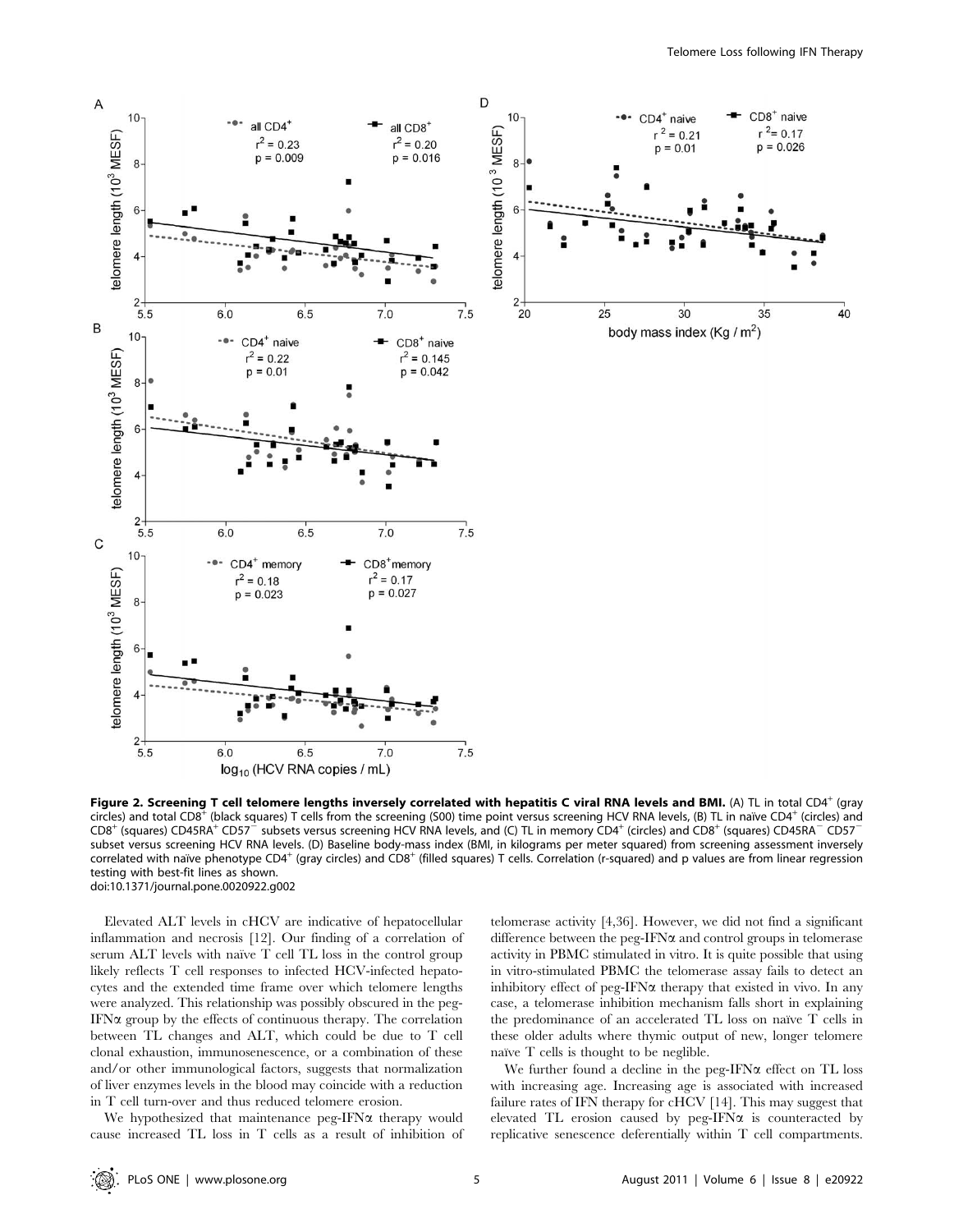**Figure 2. Screening T cell telomere lengths inversely correlated with hepatitis C viral RNA levels and BMI.** (A) TL in total CD4$^+$ (gray circles) and total CD8$^+$ (black squares) T cells from the screening (S00) time point versus screening HCV RNA levels, (B) TL in naïve CD4$^+$ (circles) and CD8$^+$ (squares) CD45RA$^+$ CD57$^-$ subsets versus screening HCV RNA levels, and (C) TL in memory CD4$^+$ (circles) and CD8$^+$ (squares) CD45RA$^-$ CD57$^-$ subset versus screening HCV RNA levels. (D) Baseline body-mass index (BMI, in kilograms per meter squared) from screening assessment inversely correlated with naïve phenotype CD4$^+$ (gray circles) and CD8$^+$ (filled squares) T cells. Correlation (r-squared) and p values are from linear regression testing with best-fit lines as shown.

doi:10.1371/journal.pone.0020922.g002

Elevated ALT levels in cHCV are indicative of hepatocellular inflammation and necrosis [12]. Our finding of a correlation of serum ALT levels with naïve T cell TL loss in the control group likely reflects T cell responses to infected HCV-infected hepatocytes and the extended time frame over which telomere lengths were analyzed. This relationship was possibly obscured in the peg-IFNα group by the effects of continuous therapy. The correlation between TL changes and ALT, which could be due to T cell clonal exhaustion, immunosenescence, or a combination of these and/or other immunological factors, suggests that normalization of liver enzymes levels in the blood may coincide with a reduction in T cell turn-over and thus reduced telomere erosion.

We hypothesized that maintenance peg-IFNα therapy would cause increased TL loss in T cells as a result of inhibition of telomerase activity [4,36]. However, we did not find a significant difference between the peg-IFNα and control groups in telomerase activity in PBMC stimulated in vitro. It is quite possible that using in vitro-stimulated PBMC the telomerase assay fails to detect an inhibitory effect of peg-IFNα therapy that existed in vivo. In any case, a telomerase inhibition mechanism falls short in explaining the predominance of an accelerated TL loss on naïve T cells in these older adults where thymic output of new, longer telomere naïve T cells is thought to be neglible.

We further found a decline in the peg-IFNα effect on TL loss with increasing age. Increasing age is associated with increased failure rates of IFN therapy for cHCV [14]. This may suggest that elevated TL erosion caused by peg-IFNα is counteracted by replicative senescence deferentially within T cell compartments.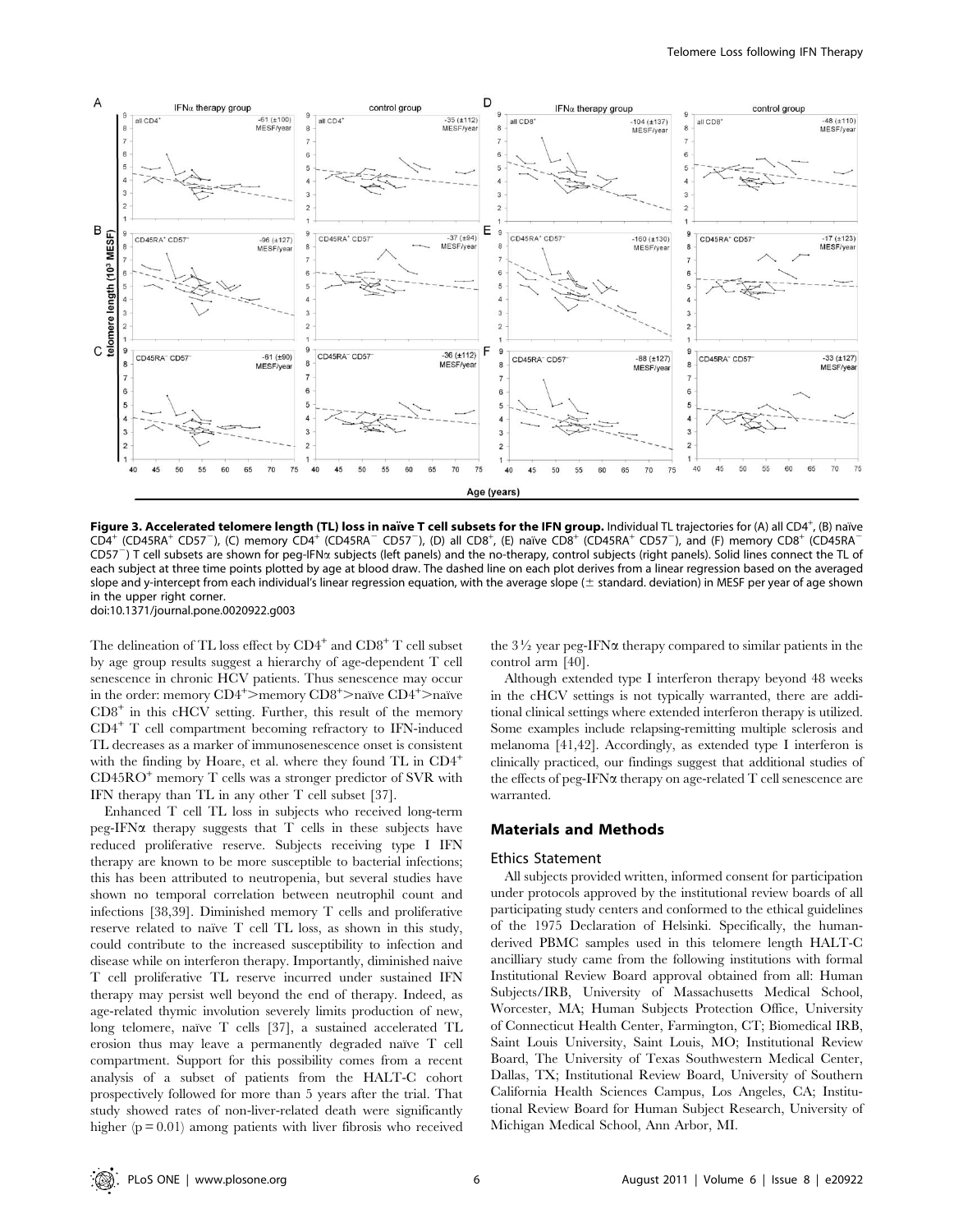**Figure 3. Accelerated telomere length (TL) loss in naïve T cell subsets for the IFN group.** Individual TL trajectories for (A) all CD4$^+$, (B) naïve CD4$^+$ (CD45RA$^+$ CD57$^-$), (C) memory CD4$^+$ (CD45RA$^-$ CD57$^-$), (D) all CD8$^+$, (E) naïve CD8$^+$ (CD45RA$^+$ CD57$^-$), and (F) memory CD8$^+$ (CD45RA$^-$ CD57$^-$) T cell subsets are shown for peg-IFNα subjects (left panels) and the no-therapy, control subjects (right panels). Solid lines connect the TL of each subject at three time points plotted by age at blood draw. The dashed line on each plot derives from a linear regression based on the averaged slope and y-intercept from each individual's linear regression equation, with the average slope (± standard. deviation) in MESF per year of age shown in the upper right corner.
doi:10.1371/journal.pone.0020922.g003

The delineation of TL loss effect by CD4$^+$ and CD8$^+$ T cell subset by age group results suggest a hierarchy of age-dependent T cell senescence in chronic HCV patients. Thus senescence may occur in the order: memory CD4$^+$>memory CD8$^+$>naïve CD4$^+$>naïve CD8$^+$ in this cHCV setting. Further, this result of the memory CD4$^+$ T cell compartment becoming refractory to IFN-induced TL decreases as a marker of immunosenescence onset is consistent with the finding by Hoare, et al. where they found TL in CD4$^+$ CD45RO$^+$ memory T cells was a stronger predictor of SVR with IFN therapy than TL in any other T cell subset [37].

Enhanced T cell TL loss in subjects who received long-term peg-IFNα therapy suggests that T cells in these subjects have reduced proliferative reserve. Subjects receiving type I IFN therapy are known to be more susceptible to bacterial infections; this has been attributed to neutropenia, but several studies have shown no temporal correlation between neutrophil count and infections [38,39]. Diminished memory T cells and proliferative reserve related to naïve T cell TL loss, as shown in this study, could contribute to the increased susceptibility to infection and disease while on interferon therapy. Importantly, diminished naïve T cell proliferative TL reserve incurred under sustained IFN therapy may persist well beyond the end of therapy. Indeed, as age-related thymic involution severely limits production of new, long telomere, naïve T cells [37], a sustained accelerated TL erosion thus may leave a permanently degraded naïve T cell compartment. Support for this possibility comes from a recent analysis of a subset of patients from the HALT-C cohort prospectively followed for more than 5 years after the trial. That study showed rates of non-liver-related death were significantly higher ($p = 0.01$) among patients with liver fibrosis who received the 3½ year peg-IFNα therapy compared to similar patients in the control arm [40].

Although extended type I interferon therapy beyond 48 weeks in the cHCV settings is not typically warranted, there are additional clinical settings where extended interferon therapy is utilized. Some examples include relapsing-remitting multiple sclerosis and melanoma [41,42]. Accordingly, as extended type I interferon is clinically practiced, our findings suggest that additional studies of the effects of peg-IFNα therapy on age-related T cell senescence are warranted.

## Materials and Methods

### Ethics Statement

All subjects provided written, informed consent for participation under protocols approved by the institutional review boards of all participating study centers and conformed to the ethical guidelines of the 1975 Declaration of Helsinki. Specifically, the human-derived PBMC samples used in this telomere length HALT-C ancilliary study came from the following institutions with formal Institutional Review Board approval obtained from all: Human Subjects/IRB, University of Massachusetts Medical School, Worcester, MA; Human Subjects Protection Office, University of Connecticut Health Center, Farmington, CT; Biomedical IRB, Saint Louis University, Saint Louis, MO; Institutional Review Board, The University of Texas Southwestern Medical Center, Dallas, TX; Institutional Review Board, University of Southern California Health Sciences Campus, Los Angeles, CA; Institutional Review Board for Human Subject Research, University of Michigan Medical School, Ann Arbor, MI.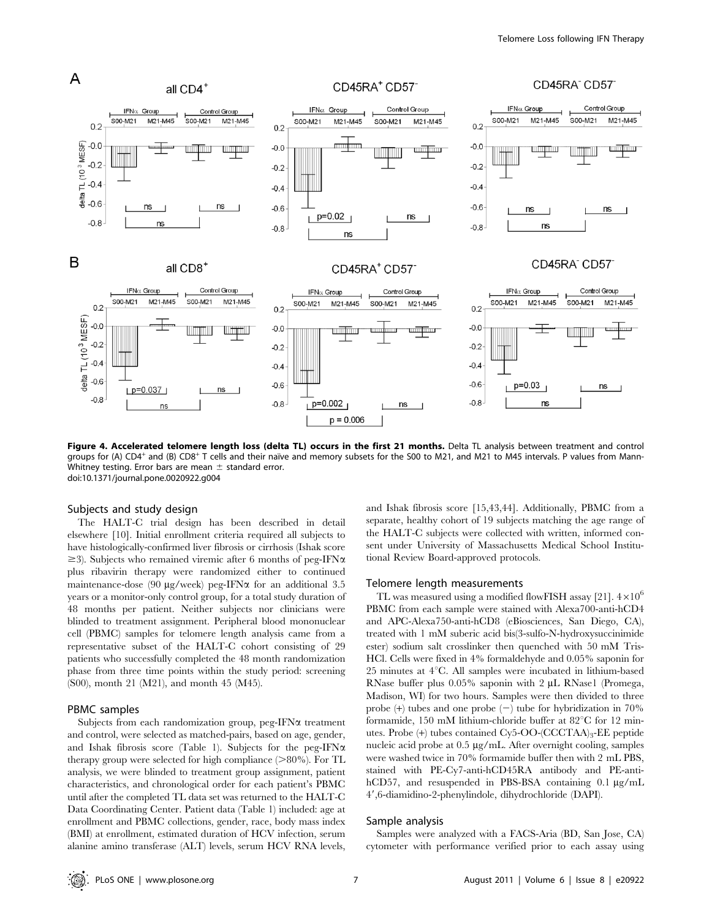**Figure 4. Accelerated telomere length loss (delta TL) occurs in the first 21 months.** Delta TL analysis between treatment and control groups for (A) CD4+ and (B) CD8+ T cells and their naïve and memory subsets for the S00 to M21, and M21 to M45 intervals. P values from Mann-Whitney testing. Error bars are mean ± standard error.
doi:10.1371/journal.pone.0020922.g004

### Subjects and study design

The HALT-C trial design has been described in detail elsewhere [10]. Initial enrollment criteria required all subjects to have histologically-confirmed liver fibrosis or cirrhosis (Ishak score ≥3). Subjects who remained viremic after 6 months of peg-IFNα plus ribavirin therapy were randomized either to continued maintenance-dose (90 μg/week) peg-IFNα for an additional 3.5 years or a monitor-only control group, for a total study duration of 48 months per patient. Neither subjects nor clinicians were blinded to treatment assignment. Peripheral blood mononuclear cell (PBMC) samples for telomere length analysis came from a representative subset of the HALT-C cohort consisting of 29 patients who successfully completed the 48 month randomization phase from three time points within the study period: screening (S00), month 21 (M21), and month 45 (M45).

### PBMC samples

Subjects from each randomization group, peg-IFNα treatment and control, were selected as matched-pairs, based on age, gender, and Ishak fibrosis score (Table 1). Subjects for the peg-IFNα therapy group were selected for high compliance (>80%). For TL analysis, we were blinded to treatment group assignment, patient characteristics, and chronological order for each patient's PBMC until after the completed TL data set was returned to the HALT-C Data Coordinating Center. Patient data (Table 1) included: age at enrollment and PBMC collections, gender, race, body mass index (BMI) at enrollment, estimated duration of HCV infection, serum alanine amino transferase (ALT) levels, serum HCV RNA levels, and Ishak fibrosis score [15,43,44]. Additionally, PBMC from a separate, healthy cohort of 19 subjects matching the age range of the HALT-C subjects were collected with written, informed consent under University of Massachusetts Medical School Institutional Review Board-approved protocols.

### Telomere length measurements

TL was measured using a modified flowFISH assay [21]. $4\times10^6$ PBMC from each sample were stained with Alexa700-anti-hCD4 and APC-Alexa750-anti-hCD8 (eBiosciences, San Diego, CA), treated with 1 mM suberic acid bis(3-sulfo-N-hydroxysuccinimide ester) sodium salt crosslinker then quenched with 50 mM Tris-HCl. Cells were fixed in 4% formaldehyde and 0.05% saponin for 25 minutes at 4°C. All samples were incubated in lithium-based RNase buffer plus 0.05% saponin with 2 μL RNase1 (Promega, Madison, WI) for two hours. Samples were then divided to three probe (+) tubes and one probe (−) tube for hybridization in 70% formamide, 150 mM lithium-chloride buffer at 82°C for 12 minutes. Probe (+) tubes contained Cy5-OO-$(CCCTAA)_3$-EE peptide nucleic acid probe at 0.5 μg/mL. After overnight cooling, samples were washed twice in 70% formamide buffer then with 2 mL PBS, stained with PE-Cy7-anti-hCD45RA antibody and PE-anti-hCD57, and resuspended in PBS-BSA containing 0.1 μg/mL 4′,6-diamidino-2-phenylindole, dihydrochloride (DAPI).

### Sample analysis

Samples were analyzed with a FACS-Aria (BD, San Jose, CA) cytometer with performance verified prior to each assay using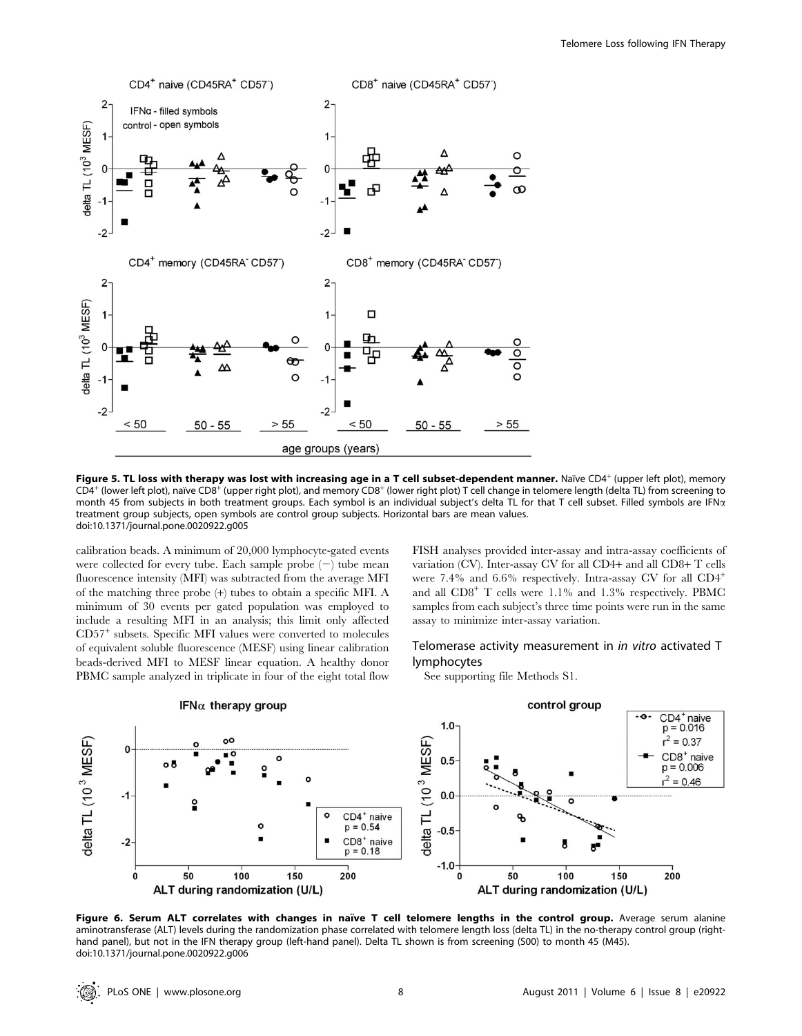**Figure 5. TL loss with therapy was lost with increasing age in a T cell subset-dependent manner.** Naïve CD4+ (upper left plot), memory CD4+ (lower left plot), naïve CD8+ (upper right plot), and memory CD8+ (lower right plot) T cell change in telomere length (delta TL) from screening to month 45 from subjects in both treatment groups. Each symbol is an individual subject's delta TL for that T cell subset. Filled symbols are IFNα treatment group subjects, open symbols are control group subjects. Horizontal bars are mean values.
doi:10.1371/journal.pone.0020922.g005

calibration beads. A minimum of 20,000 lymphocyte-gated events were collected for every tube. Each sample probe (−) tube mean fluorescence intensity (MFI) was subtracted from the average MFI of the matching three probe (+) tubes to obtain a specific MFI. A minimum of 30 events per gated population was employed to include a resulting MFI in an analysis; this limit only affected CD57+ subsets. Specific MFI values were converted to molecules of equivalent soluble fluorescence (MESF) using linear calibration beads-derived MFI to MESF linear equation. A healthy donor PBMC sample analyzed in triplicate in four of the eight total flow FISH analyses provided inter-assay and intra-assay coefficients of variation (CV). Inter-assay CV for all CD4+ and all CD8+ T cells were 7.4% and 6.6% respectively. Intra-assay CV for all CD4+ and all CD8+ T cells were 1.1% and 1.3% respectively. PBMC samples from each subject's three time points were run in the same assay to minimize inter-assay variation.

### Telomerase activity measurement in *in vitro* activated T lymphocytes

See supporting file Methods S1.

**Figure 6. Serum ALT correlates with changes in naïve T cell telomere lengths in the control group.** Average serum alanine aminotransferase (ALT) levels during the randomization phase correlated with telomere length loss (delta TL) in the no-therapy control group (right-hand panel), but not in the IFN therapy group (left-hand panel). Delta TL shown is from screening (S00) to month 45 (M45).
doi:10.1371/journal.pone.0020922.g006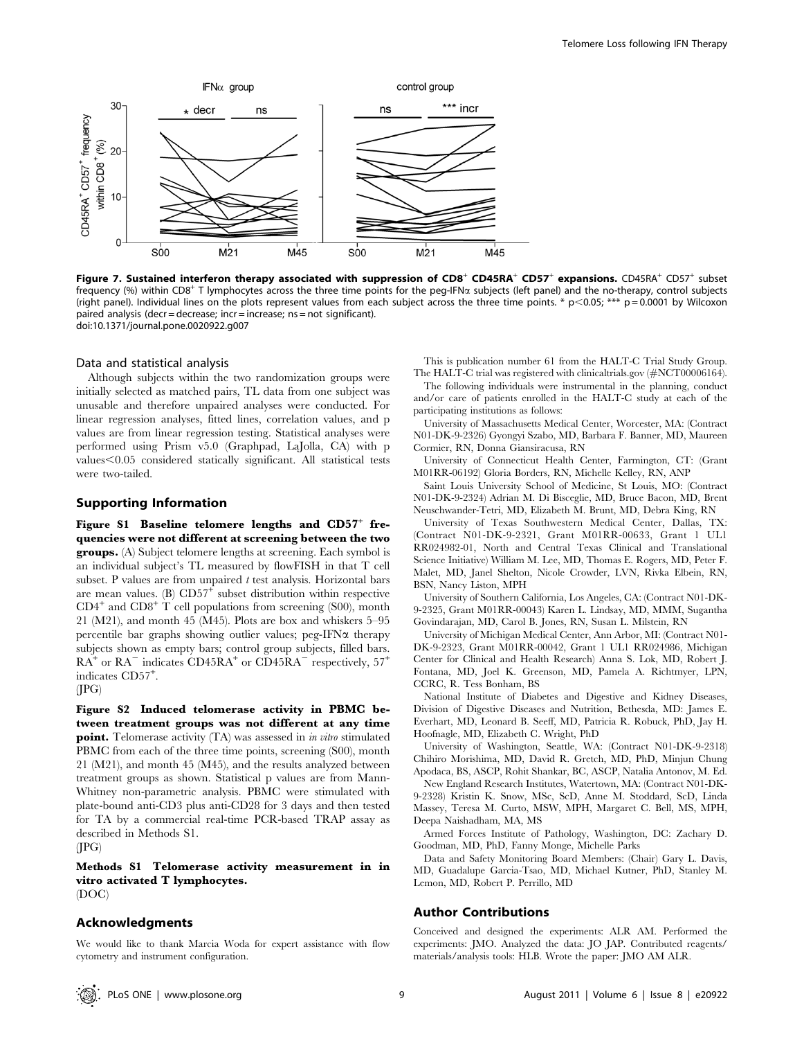**Figure 7. Sustained interferon therapy associated with suppression of $CD8^+$ $CD45RA^+$ $CD57^+$ expansions.** $CD45RA^+$ $CD57^+$ subset frequency (%) within $CD8^+$ T lymphocytes across the three time points for the peg-IFNα subjects (left panel) and the no-therapy, control subjects (right panel). Individual lines on the plots represent values from each subject across the three time points. * $p<0.05$; *** $p=0.0001$ by Wilcoxon paired analysis (decr = decrease; incr = increase; ns = not significant).
doi:10.1371/journal.pone.0020922.g007

### Data and statistical analysis

Although subjects within the two randomization groups were initially selected as matched pairs, TL data from one subject was unusable and therefore unpaired analyses were conducted. For linear regression analyses, fitted lines, correlation values, and p values are from linear regression testing. Statistical analyses were performed using Prism v5.0 (Graphpad, LaJolla, CA) with p values$<0.05$ considered statically significant. All statistical tests were two-tailed.

## Supporting Information

**Figure S1 Baseline telomere lengths and $CD57^+$ frequencies were not different at screening between the two groups.** (A) Subject telomere lengths at screening. Each symbol is an individual subject's TL measured by flowFISH in that T cell subset. P values are from unpaired *t* test analysis. Horizontal bars are mean values. (B) $CD57^+$ subset distribution within respective $CD4^+$ and $CD8^+$ T cell populations from screening (S00), month 21 (M21), and month 45 (M45). Plots are box and whiskers 5–95 percentile bar graphs showing outlier values; peg-IFNα therapy subjects shown as empty bars; control group subjects, filled bars. $RA^+$ or $RA^-$ indicates $CD45RA^+$ or $CD45RA^-$ respectively, $57^+$ indicates $CD57^+$.
(JPG)

**Figure S2 Induced telomerase activity in PBMC between treatment groups was not different at any time point.** Telomerase activity (TA) was assessed in *in vitro* stimulated PBMC from each of the three time points, screening (S00), month 21 (M21), and month 45 (M45), and the results analyzed between treatment groups as shown. Statistical p values are from Mann-Whitney non-parametric analysis. PBMC were stimulated with plate-bound anti-CD3 plus anti-CD28 for 3 days and then tested for TA by a commercial real-time PCR-based TRAP assay as described in Methods S1.
(JPG)

**Methods S1 Telomerase activity measurement in in vitro activated T lymphocytes.**
(DOC)

## Acknowledgments

We would like to thank Marcia Woda for expert assistance with flow cytometry and instrument configuration.

This is publication number 61 from the HALT-C Trial Study Group. The HALT-C trial was registered with clinicaltrials.gov (#NCT00006164).

The following individuals were instrumental in the planning, conduct and/or care of patients enrolled in the HALT-C study at each of the participating institutions as follows:

University of Massachusetts Medical Center, Worcester, MA: (Contract N01-DK-9-2326) Gyongyi Szabo, MD, Barbara F. Banner, MD, Maureen Cormier, RN, Donna Giansiracusa, RN

University of Connecticut Health Center, Farmington, CT: (Grant M01RR-06192) Gloria Borders, RN, Michelle Kelley, RN, ANP

Saint Louis University School of Medicine, St Louis, MO: (Contract N01-DK-9-2324) Adrian M. Di Bisceglie, MD, Bruce Bacon, MD, Brent Neuschwander-Tetri, MD, Elizabeth M. Brunt, MD, Debra King, RN

University of Texas Southwestern Medical Center, Dallas, TX: (Contract N01-DK-9-2321, Grant M01RR-00633, Grant 1 UL1 RR024982-01, North and Central Texas Clinical and Translational Science Initiative) William M. Lee, MD, Thomas E. Rogers, MD, Peter F. Malet, MD, Janel Shelton, Nicole Crowder, LVN, Rivka Elbein, RN, BSN, Nancy Liston, MPH

University of Southern California, Los Angeles, CA: (Contract N01-DK-9-2325, Grant M01RR-00043) Karen L. Lindsay, MD, MMM, Sugantha Govindarajan, MD, Carol B. Jones, RN, Susan L. Milstein, RN

University of Michigan Medical Center, Ann Arbor, MI: (Contract N01-DK-9-2323, Grant M01RR-00042, Grant 1 UL1 RR024986, Michigan Center for Clinical and Health Research) Anna S. Lok, MD, Robert J. Fontana, MD, Joel K. Greenson, MD, Pamela A. Richtmyer, LPN, CCRC, R. Tess Bonham, BS

National Institute of Diabetes and Digestive and Kidney Diseases, Division of Digestive Diseases and Nutrition, Bethesda, MD: James E. Everhart, MD, Leonard B. Seeff, MD, Patricia R. Robuck, PhD, Jay H. Hoofnagle, MD, Elizabeth C. Wright, PhD

University of Washington, Seattle, WA: (Contract N01-DK-9-2318) Chihiro Morishima, MD, David R. Gretch, MD, PhD, Minjun Chung Apodaca, BS, ASCP, Rohit Shankar, BC, ASCP, Natalia Antonov, M. Ed.

New England Research Institutes, Watertown, MA: (Contract N01-DK-9-2328) Kristin K. Snow, MSc, ScD, Anne M. Stoddard, ScD, Linda Massey, Teresa M. Curto, MSW, MPH, Margaret C. Bell, MS, MPH, Deepa Naishadham, MA, MS

Armed Forces Institute of Pathology, Washington, DC: Zachary D. Goodman, MD, PhD, Fanny Monge, Michelle Parks

Data and Safety Monitoring Board Members: (Chair) Gary L. Davis, MD, Guadalupe Garcia-Tsao, MD, Michael Kutner, PhD, Stanley M. Lemon, MD, Robert P. Perrillo, MD

## Author Contributions

Conceived and designed the experiments: ALR AM. Performed the experiments: JMO. Analyzed the data: JO JAP. Contributed reagents/materials/analysis tools: HLB. Wrote the paper: JMO AM ALR.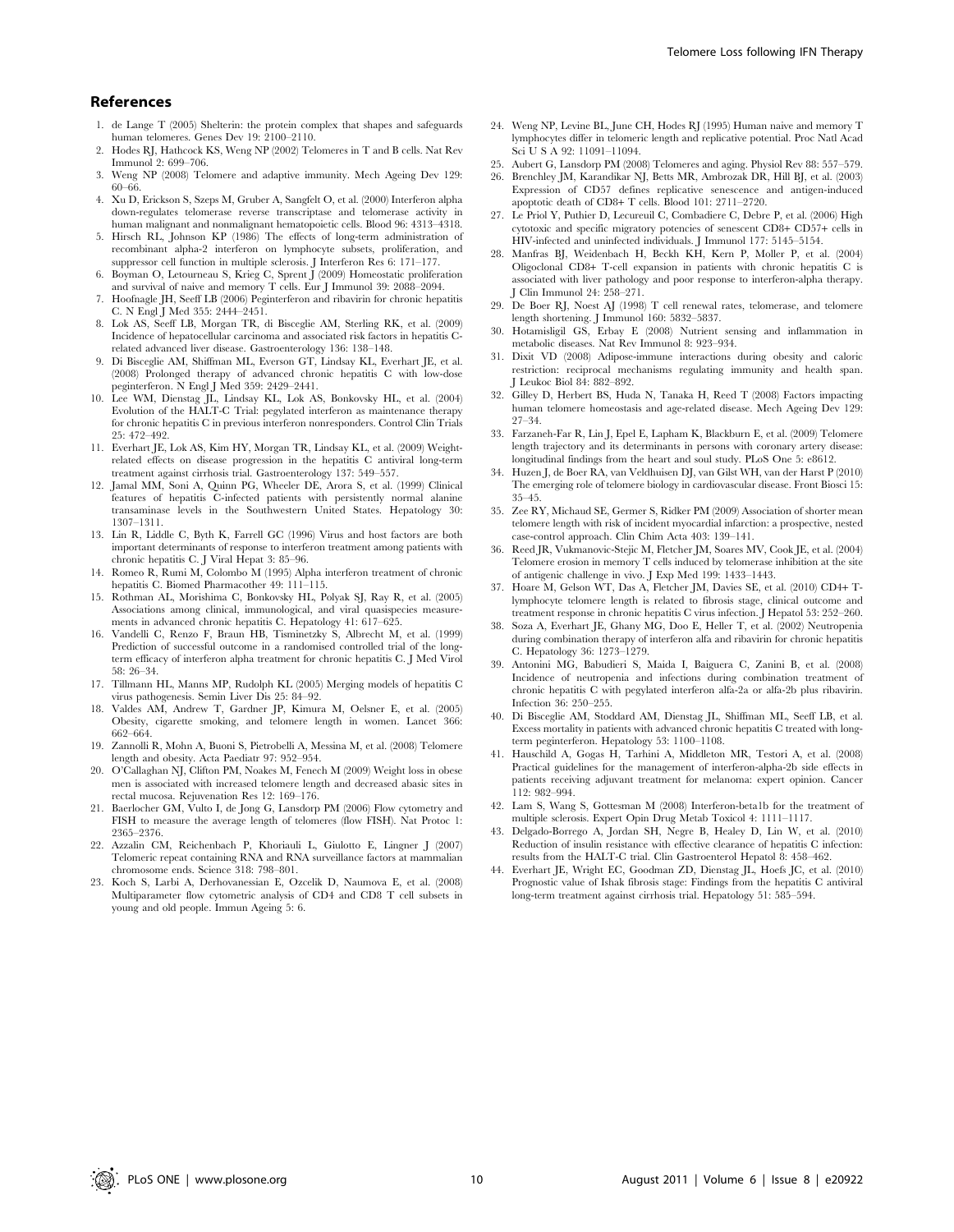## References

1. de Lange T (2005) Shelterin: the protein complex that shapes and safeguards human telomeres. Genes Dev 19: 2100–2110.
2. Hodes RJ, Hathcock KS, Weng NP (2002) Telomeres in T and B cells. Nat Rev Immunol 2: 699–706.
3. Weng NP (2008) Telomere and adaptive immunity. Mech Ageing Dev 129: 60–66.
4. Xu D, Erickson S, Szeps M, Gruber A, Sangfelt O, et al. (2000) Interferon alpha down-regulates telomerase reverse transcriptase and telomerase activity in human malignant and nonmalignant hematopoietic cells. Blood 96: 4313–4318.
5. Hirsch RL, Johnson KP (1986) The effects of long-term administration of recombinant alpha-2 interferon on lymphocyte subsets, proliferation, and suppressor cell function in multiple sclerosis. J Interferon Res 6: 171–177.
6. Boyman O, Letourneau S, Krieg C, Sprent J (2009) Homeostatic proliferation and survival of naive and memory T cells. Eur J Immunol 39: 2088–2094.
7. Hoofnagle JH, Seeff LB (2006) Peginterferon and ribavirin for chronic hepatitis C. N Engl J Med 355: 2444–2451.
8. Lok AS, Seeff LB, Morgan TR, di Bisceglie AM, Sterling RK, et al. (2009) Incidence of hepatocellular carcinoma and associated risk factors in hepatitis C-related advanced liver disease. Gastroenterology 136: 138–148.
9. Di Bisceglie AM, Shiffman ML, Everson GT, Lindsay KL, Everhart JE, et al. (2008) Prolonged therapy of advanced chronic hepatitis C with low-dose peginterferon. N Engl J Med 359: 2429–2441.
10. Lee WM, Dienstag JL, Lindsay KL, Lok AS, Bonkovsky HL, et al. (2004) Evolution of the HALT-C Trial: pegylated interferon as maintenance therapy for chronic hepatitis C in previous interferon nonresponders. Control Clin Trials 25: 472–492.
11. Everhart JE, Lok AS, Kim HY, Morgan TR, Lindsay KL, et al. (2009) Weight-related effects on disease progression in the hepatitis C antiviral long-term treatment against cirrhosis trial. Gastroenterology 137: 549–557.
12. Jamal MM, Soni A, Quinn PG, Wheeler DE, Arora S, et al. (1999) Clinical features of hepatitis C-infected patients with persistently normal alanine transaminase levels in the Southwestern United States. Hepatology 30: 1307–1311.
13. Lin R, Liddle C, Byth K, Farrell GC (1996) Virus and host factors are both important determinants of response to interferon treatment among patients with chronic hepatitis C. J Viral Hepat 3: 85–96.
14. Romeo R, Rumi M, Colombo M (1995) Alpha interferon treatment of chronic hepatitis C. Biomed Pharmacother 49: 111–115.
15. Rothman AL, Morishima C, Bonkovsky HL, Polyak SJ, Ray R, et al. (2005) Associations among clinical, immunological, and viral quasispecies measurements in advanced chronic hepatitis C. Hepatology 41: 617–625.
16. Vandelli C, Renzo F, Braun HB, Tisminetzky S, Albrecht M, et al. (1999) Prediction of successful outcome in a randomised controlled trial of the long-term efficacy of interferon alpha treatment for chronic hepatitis C. J Med Virol 58: 26–34.
17. Tillmann HL, Manns MP, Rudolph KL (2005) Merging models of hepatitis C virus pathogenesis. Semin Liver Dis 25: 84–92.
18. Valdes AM, Andrew T, Gardner JP, Kimura M, Oelsner E, et al. (2005) Obesity, cigarette smoking, and telomere length in women. Lancet 366: 662–664.
19. Zannolli R, Mohn A, Buoni S, Pietrobelli A, Messina M, et al. (2008) Telomere length and obesity. Acta Paediatr 97: 952–954.
20. O'Callaghan NJ, Clifton PM, Noakes M, Fenech M (2009) Weight loss in obese men is associated with increased telomere length and decreased abasic sites in rectal mucosa. Rejuvenation Res 12: 169–176.
21. Baerlocher GM, Vulto I, de Jong G, Lansdorp PM (2006) Flow cytometry and FISH to measure the average length of telomeres (flow FISH). Nat Protoc 1: 2365–2376.
22. Azzalin CM, Reichenbach P, Khoriauli L, Giulotto E, Lingner J (2007) Telomeric repeat containing RNA and RNA surveillance factors at mammalian chromosome ends. Science 318: 798–801.
23. Koch S, Larbi A, Derhovanessian E, Ozcelik D, Naumova E, et al. (2008) Multiparameter flow cytometric analysis of CD4 and CD8 T cell subsets in young and old people. Immun Ageing 5: 6.
24. Weng NP, Levine BL, June CH, Hodes RJ (1995) Human naive and memory T lymphocytes differ in telomeric length and replicative potential. Proc Natl Acad Sci U S A 92: 11091–11094.
25. Aubert G, Lansdorp PM (2008) Telomeres and aging. Physiol Rev 88: 557–579.
26. Brenchley JM, Karandikar NJ, Betts MR, Ambrozak DR, Hill BJ, et al. (2003) Expression of CD57 defines replicative senescence and antigen-induced apoptotic death of CD8+ T cells. Blood 101: 2711–2720.
27. Le Priol Y, Puthier D, Lecureuil C, Combadiere C, Debre P, et al. (2006) High cytotoxic and specific migratory potencies of senescent CD8+ CD57+ cells in HIV-infected and uninfected individuals. J Immunol 177: 5145–5154.
28. Manfras BJ, Weidenbach H, Beckh KH, Kern P, Moller P, et al. (2004) Oligoclonal CD8+ T-cell expansion in patients with chronic hepatitis C is associated with liver pathology and poor response to interferon-alpha therapy. J Clin Immunol 24: 258–271.
29. De Boer RJ, Noest AJ (1998) T cell renewal rates, telomerase, and telomere length shortening. J Immunol 160: 5832–5837.
30. Hotamisligil GS, Erbay E (2008) Nutrient sensing and inflammation in metabolic diseases. Nat Rev Immunol 8: 923–934.
31. Dixit VD (2008) Adipose-immune interactions during obesity and caloric restriction: reciprocal mechanisms regulating immunity and health span. J Leukoc Biol 84: 882–892.
32. Gilley D, Herbert BS, Huda N, Tanaka H, Reed T (2008) Factors impacting human telomere homeostasis and age-related disease. Mech Ageing Dev 129: 27–34.
33. Farzaneh-Far R, Lin J, Epel E, Lapham K, Blackburn E, et al. (2009) Telomere length trajectory and its determinants in persons with coronary artery disease: longitudinal findings from the heart and soul study. PLoS One 5: e8612.
34. Huzen J, de Boer RA, van Veldhuisen DJ, van Gilst WH, van der Harst P (2010) The emerging role of telomere biology in cardiovascular disease. Front Biosci 15: 35–45.
35. Zee RY, Michaud SE, Germer S, Ridker PM (2009) Association of shorter mean telomere length with risk of incident myocardial infarction: a prospective, nested case-control approach. Clin Chim Acta 403: 139–141.
36. Reed JR, Vukmanovic-Stejic M, Fletcher JM, Soares MV, Cook JE, et al. (2004) Telomere erosion in memory T cells induced by telomerase inhibition at the site of antigenic challenge in vivo. J Exp Med 199: 1433–1443.
37. Hoare M, Gelson WT, Das A, Fletcher JM, Davies SE, et al. (2010) CD4+ T-lymphocyte telomere length is related to fibrosis stage, clinical outcome and treatment response in chronic hepatitis C virus infection. J Hepatol 53: 252–260.
38. Soza A, Everhart JE, Ghany MG, Doo E, Heller T, et al. (2002) Neutropenia during combination therapy of interferon alfa and ribavirin for chronic hepatitis C. Hepatology 36: 1273–1279.
39. Antonini MG, Babudieri S, Maida I, Baiguera C, Zanini B, et al. (2008) Incidence of neutropenia and infections during combination treatment of chronic hepatitis C with pegylated interferon alfa-2a or alfa-2b plus ribavirin. Infection 36: 250–255.
40. Di Bisceglie AM, Stoddard AM, Dienstag JL, Shiffman ML, Seeff LB, et al. Excess mortality in patients with advanced chronic hepatitis C treated with long-term peginterferon. Hepatology 53: 1100–1108.
41. Hauschild A, Gogas H, Tarhini A, Middleton MR, Testori A, et al. (2008) Practical guidelines for the management of interferon-alpha-2b side effects in patients receiving adjuvant treatment for melanoma: expert opinion. Cancer 112: 982–994.
42. Lam S, Wang S, Gottesman M (2008) Interferon-beta1b for the treatment of multiple sclerosis. Expert Opin Drug Metab Toxicol 4: 1111–1117.
43. Delgado-Borrego A, Jordan SH, Negre B, Healey D, Lin W, et al. (2010) Reduction of insulin resistance with effective clearance of hepatitis C infection: results from the HALT-C trial. Clin Gastroenterol Hepatol 8: 458–462.
44. Everhart JE, Wright EC, Goodman ZD, Dienstag JL, Hoefs JC, et al. (2010) Prognostic value of Ishak fibrosis stage: Findings from the hepatitis C antiviral long-term treatment against cirrhosis trial. Hepatology 51: 585–594.